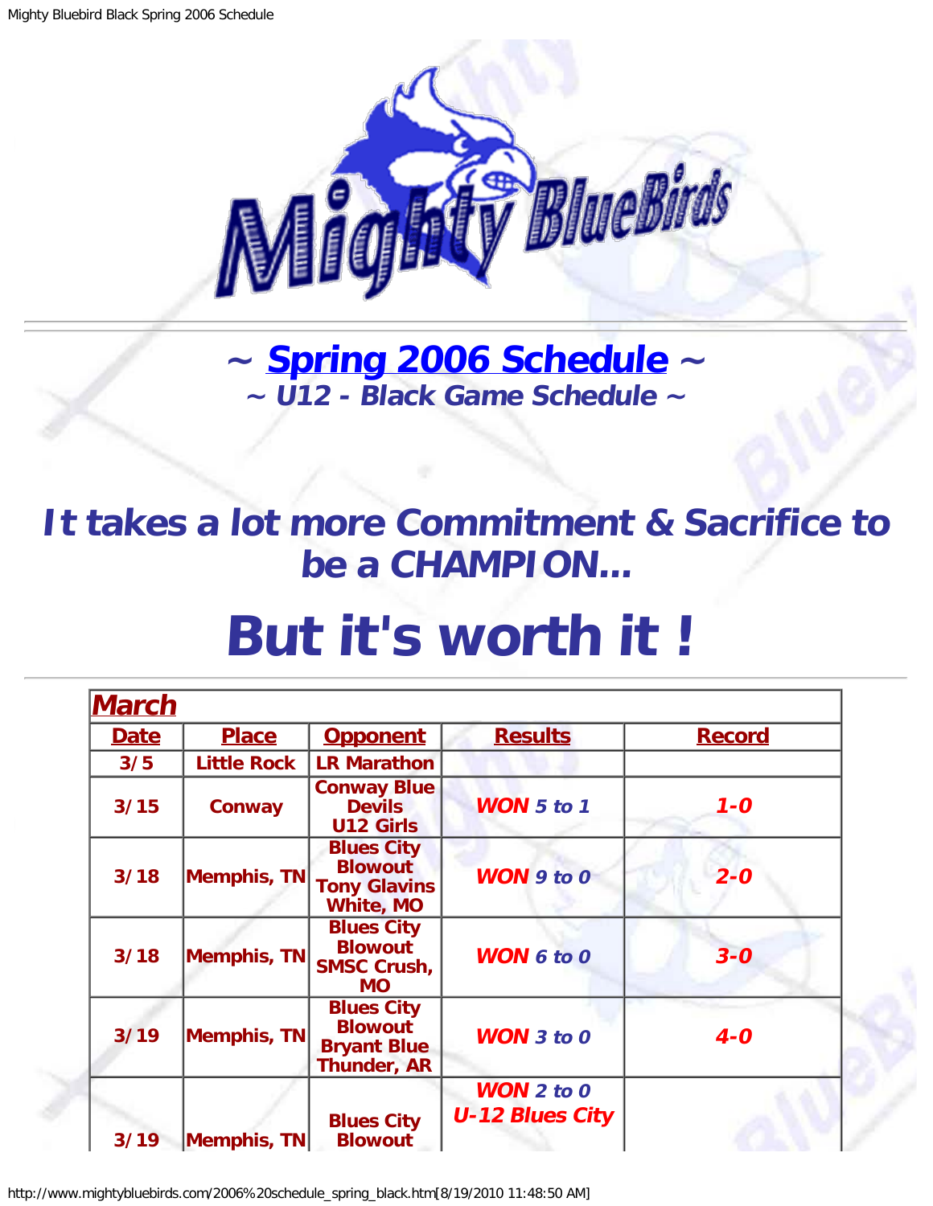# ~ Spring 2006 Schedule ~

### ~ U12 - Black Game Schedule ~

## It takes a lot more Commitment & Sacrifice to be a CHAMPION...

# But it's worth it !

| March | | | | |
|---|---|---|---|---|
| **Date** | **Place** | **Opponent** | **Results** | **Record** |
| 3/5 | Little Rock | LR Marathon | | |
| 3/15 | Conway | Conway Blue Devils U12 Girls | WON 5 to 1 | 1-0 |
| 3/18 | Memphis, TN | Blues City Blowout Tony Glavins White, MO | WON 9 to 0 | 2-0 |
| 3/18 | Memphis, TN | Blues City Blowout SMSC Crush, MO | WON 6 to 0 | 3-0 |
| 3/19 | Memphis, TN | Blues City Blowout Bryant Blue Thunder, AR | WON 3 to 0 | 4-0 |
| 3/19 | Memphis, TN | Blues City Blowout | WON 2 to 0 U-12 Blues City | |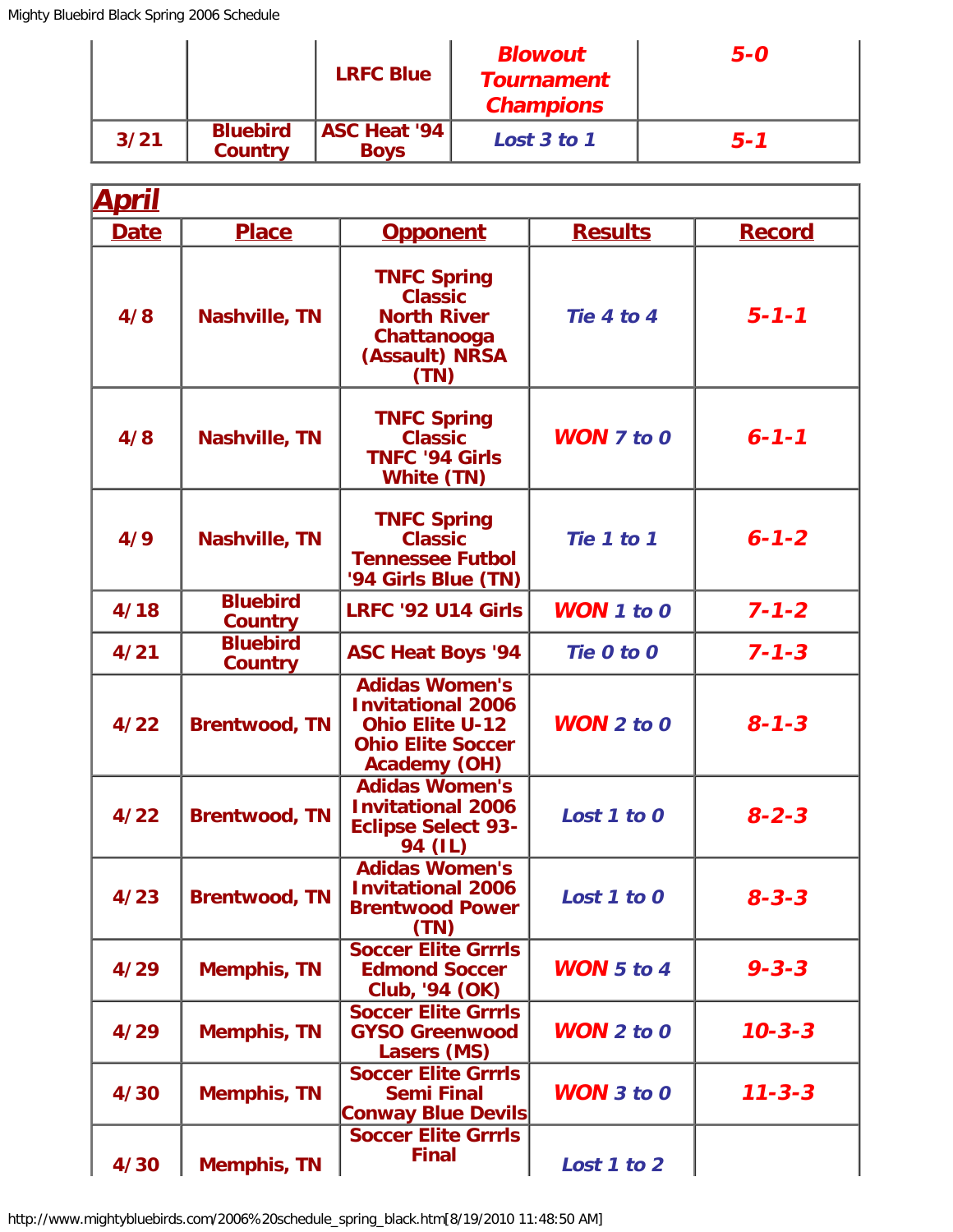| | | | | |
|---|---|---|---|---|
| | | LRFC Blue | ***Blowout Tournament Champions*** | ***5-0*** |
| 3/21 | Bluebird Country | ASC Heat '94 Boys | *Lost 3 to 1* | ***5-1*** |

## April

| Date | Place | Opponent | Results | Record |
|---|---|---|---|---|
| 4/8 | Nashville, TN | TNFC Spring Classic North River Chattanooga (Assault) NRSA (TN) | *Tie 4 to 4* | ***5-1-1*** |
| 4/8 | Nashville, TN | TNFC Spring Classic TNFC '94 Girls White (TN) | ***WON*** *7 to 0* | ***6-1-1*** |
| 4/9 | Nashville, TN | TNFC Spring Classic Tennessee Futbol '94 Girls Blue (TN) | *Tie 1 to 1* | ***6-1-2*** |
| 4/18 | Bluebird Country | LRFC '92 U14 Girls | ***WON*** *1 to 0* | ***7-1-2*** |
| 4/21 | Bluebird Country | ASC Heat Boys '94 | *Tie 0 to 0* | ***7-1-3*** |
| 4/22 | Brentwood, TN | Adidas Women's Invitational 2006 Ohio Elite U-12 Ohio Elite Soccer Academy (OH) | ***WON*** *2 to 0* | ***8-1-3*** |
| 4/22 | Brentwood, TN | Adidas Women's Invitational 2006 Eclipse Select 93-94 (IL) | *Lost 1 to 0* | ***8-2-3*** |
| 4/23 | Brentwood, TN | Adidas Women's Invitational 2006 Brentwood Power (TN) | *Lost 1 to 0* | ***8-3-3*** |
| 4/29 | Memphis, TN | Soccer Elite Grrrls Edmond Soccer Club, '94 (OK) | ***WON*** *5 to 4* | ***9-3-3*** |
| 4/29 | Memphis, TN | Soccer Elite Grrrls GYSO Greenwood Lasers (MS) | ***WON*** *2 to 0* | ***10-3-3*** |
| 4/30 | Memphis, TN | Soccer Elite Grrrls Semi Final Conway Blue Devils | ***WON*** *3 to 0* | ***11-3-3*** |
| 4/30 | Memphis, TN | Soccer Elite Grrrls Final | *Lost 1 to 2* | |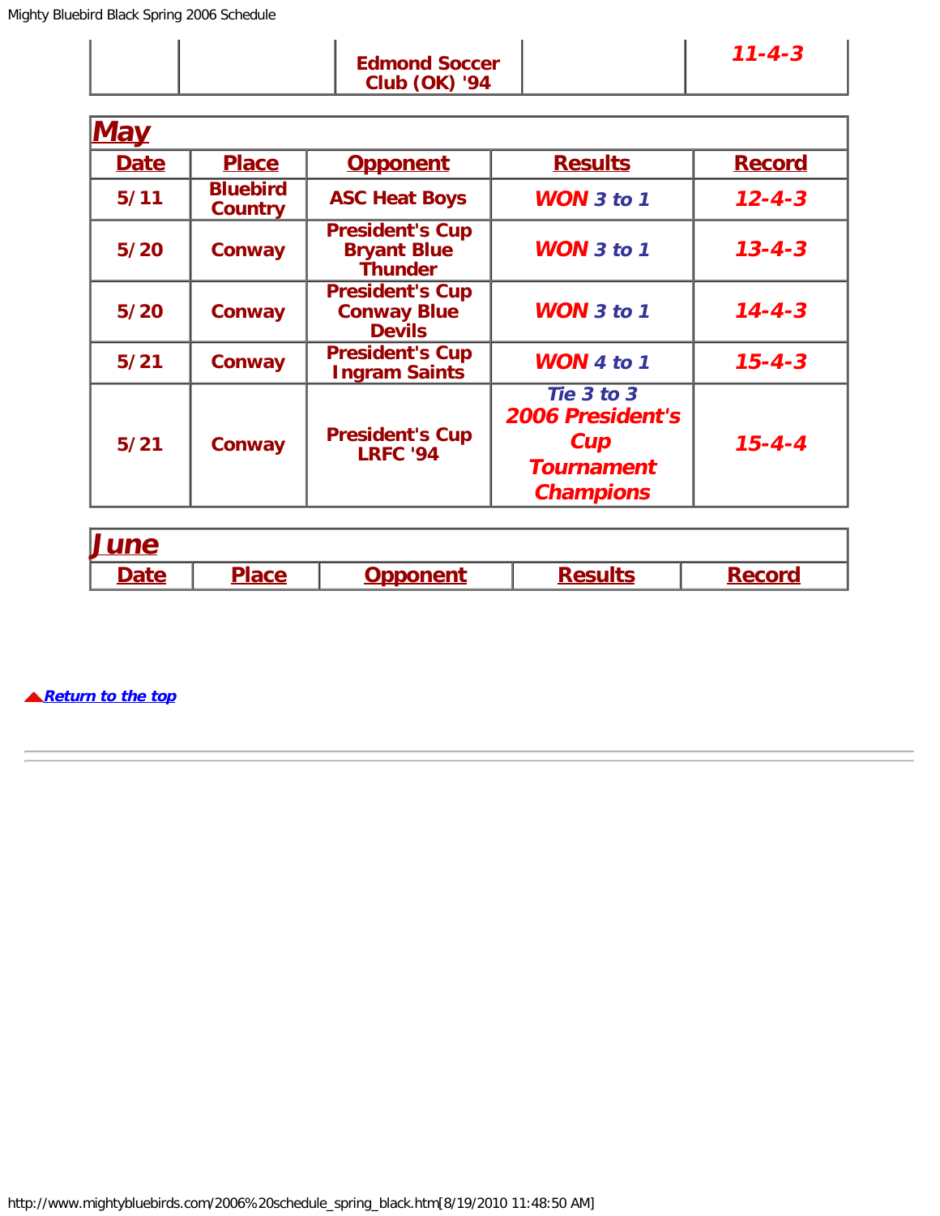| | | | | |
|---|---|---|---|---|
| | | Edmond Soccer Club (OK) '94 | | 11-4-3 |

| ***May*** | | | | |
|---|---|---|---|---|
| **Date** | **Place** | **Opponent** | **Results** | **Record** |
| 5/11 | Bluebird Country | ASC Heat Boys | ***WON*** *3 to 1* | *12-4-3* |
| 5/20 | Conway | President's Cup Bryant Blue Thunder | ***WON*** *3 to 1* | *13-4-3* |
| 5/20 | Conway | President's Cup Conway Blue Devils | ***WON*** *3 to 1* | *14-4-3* |
| 5/21 | Conway | President's Cup Ingram Saints | ***WON*** *4 to 1* | *15-4-3* |
| 5/21 | Conway | President's Cup LRFC '94 | *Tie 3 to 3* ***2006 President's Cup Tournament Champions*** | *15-4-4* |

| ***June*** | | | | |
|---|---|---|---|---|
| **Date** | **Place** | **Opponent** | **Results** | **Record** |

***Return to the top***